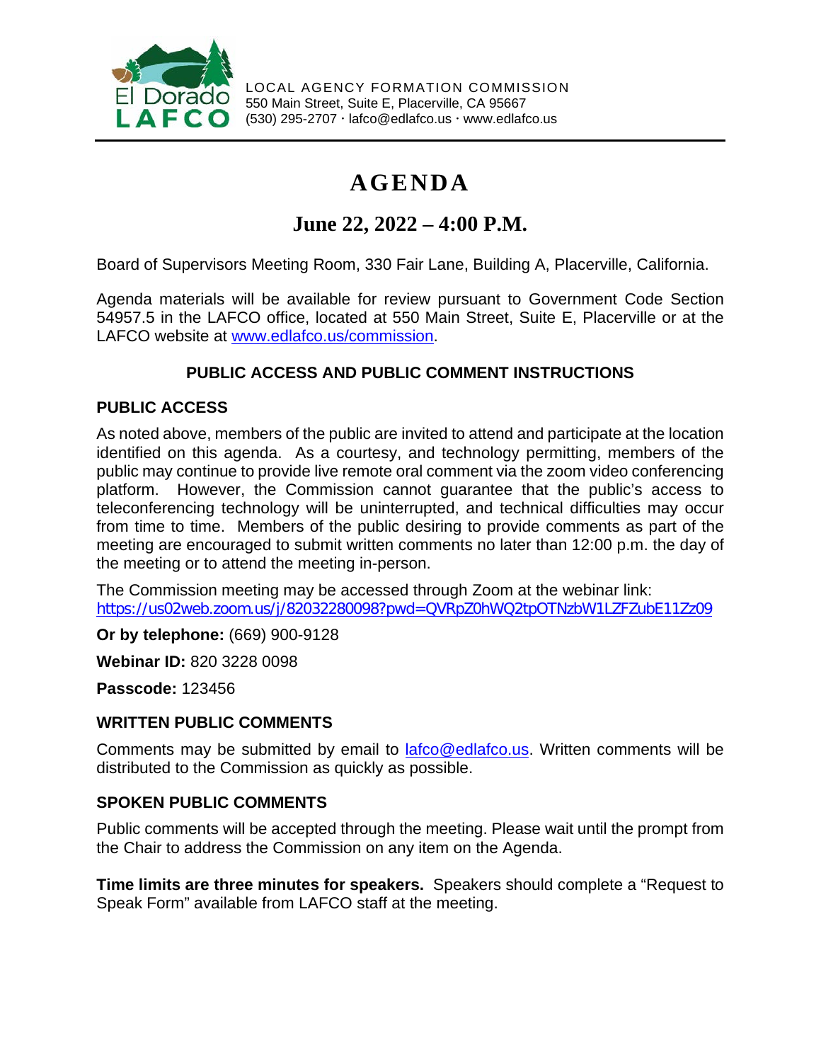El Dorado LAFCO

LOCAL AGENCY FORMATION COMMISSION
550 Main Street, Suite E, Placerville, CA 95667
(530) 295-2707 · lafco@edlafco.us · www.edlafco.us

# AGENDA

## June 22, 2022 – 4:00 P.M.

Board of Supervisors Meeting Room, 330 Fair Lane, Building A, Placerville, California.

Agenda materials will be available for review pursuant to Government Code Section 54957.5 in the LAFCO office, located at 550 Main Street, Suite E, Placerville or at the LAFCO website at [www.edlafco.us/commission](www.edlafco.us/commission).

### PUBLIC ACCESS AND PUBLIC COMMENT INSTRUCTIONS

**PUBLIC ACCESS**

As noted above, members of the public are invited to attend and participate at the location identified on this agenda. As a courtesy, and technology permitting, members of the public may continue to provide live remote oral comment via the zoom video conferencing platform. However, the Commission cannot guarantee that the public's access to teleconferencing technology will be uninterrupted, and technical difficulties may occur from time to time. Members of the public desiring to provide comments as part of the meeting are encouraged to submit written comments no later than 12:00 p.m. the day of the meeting or to attend the meeting in-person.

The Commission meeting may be accessed through Zoom at the webinar link:
[https://us02web.zoom.us/j/82032280098?pwd=QVRpZ0hWQ2tpOTNzbW1LZFZubE11Zz09](https://us02web.zoom.us/j/82032280098?pwd=QVRpZ0hWQ2tpOTNzbW1LZFZubE11Zz09)

**Or by telephone:** (669) 900-9128

**Webinar ID:** 820 3228 0098

**Passcode:** 123456

**WRITTEN PUBLIC COMMENTS**

Comments may be submitted by email to [lafco@edlafco.us](mailto:lafco@edlafco.us). Written comments will be distributed to the Commission as quickly as possible.

**SPOKEN PUBLIC COMMENTS**

Public comments will be accepted through the meeting. Please wait until the prompt from the Chair to address the Commission on any item on the Agenda.

**Time limits are three minutes for speakers.** Speakers should complete a "Request to Speak Form" available from LAFCO staff at the meeting.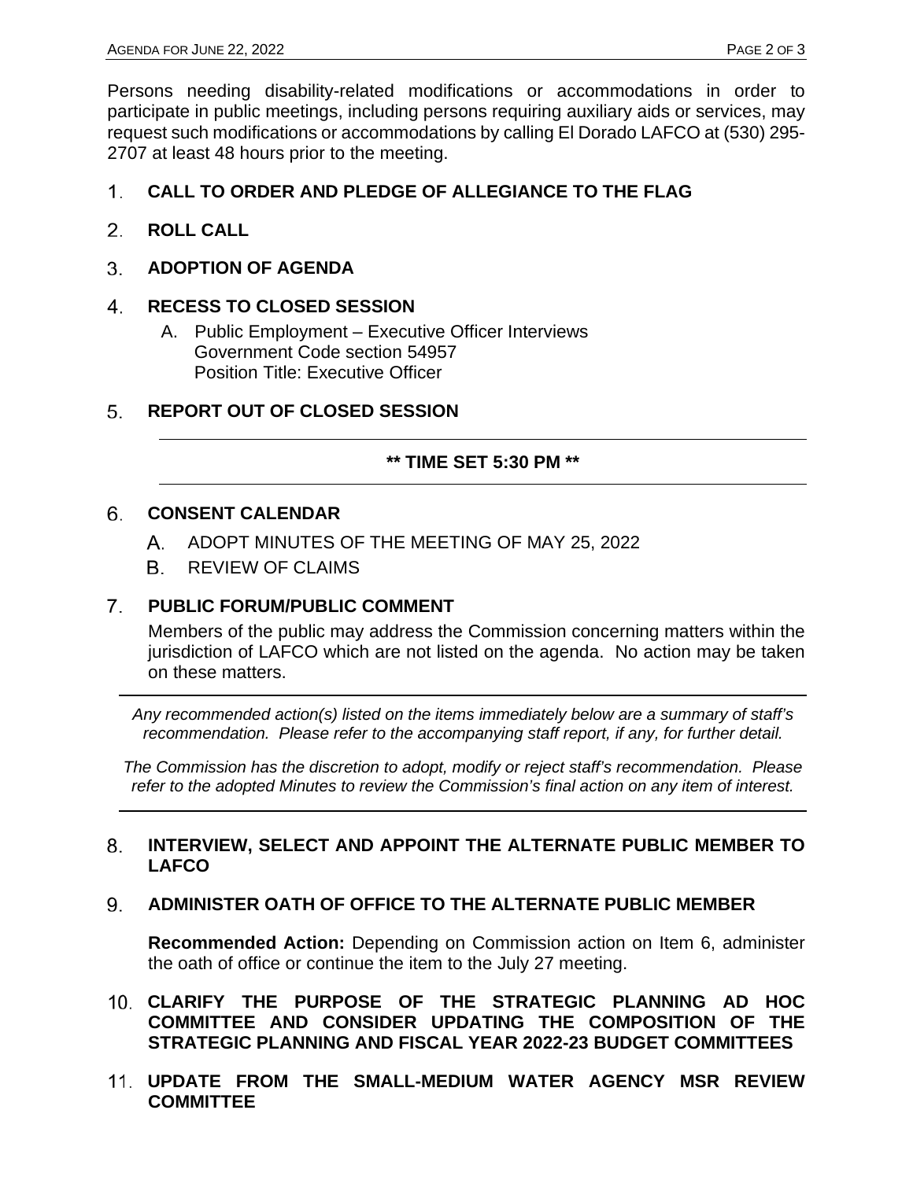Persons needing disability-related modifications or accommodations in order to participate in public meetings, including persons requiring auxiliary aids or services, may request such modifications or accommodations by calling El Dorado LAFCO at (530) 295-2707 at least 48 hours prior to the meeting.

1. **CALL TO ORDER AND PLEDGE OF ALLEGIANCE TO THE FLAG**

2. **ROLL CALL**

3. **ADOPTION OF AGENDA**

4. **RECESS TO CLOSED SESSION**

   A. Public Employment – Executive Officer Interviews
   Government Code section 54957
   Position Title: Executive Officer

5. **REPORT OUT OF CLOSED SESSION**

---

**\*\* TIME SET 5:30 PM \*\***

---

6. **CONSENT CALENDAR**

   A. ADOPT MINUTES OF THE MEETING OF MAY 25, 2022

   B. REVIEW OF CLAIMS

7. **PUBLIC FORUM/PUBLIC COMMENT**

   Members of the public may address the Commission concerning matters within the jurisdiction of LAFCO which are not listed on the agenda. No action may be taken on these matters.

---

*Any recommended action(s) listed on the items immediately below are a summary of staff's recommendation. Please refer to the accompanying staff report, if any, for further detail.*

*The Commission has the discretion to adopt, modify or reject staff's recommendation. Please refer to the adopted Minutes to review the Commission's final action on any item of interest.*

---

8. **INTERVIEW, SELECT AND APPOINT THE ALTERNATE PUBLIC MEMBER TO LAFCO**

9. **ADMINISTER OATH OF OFFICE TO THE ALTERNATE PUBLIC MEMBER**

   **Recommended Action:** Depending on Commission action on Item 6, administer the oath of office or continue the item to the July 27 meeting.

10. **CLARIFY THE PURPOSE OF THE STRATEGIC PLANNING AD HOC COMMITTEE AND CONSIDER UPDATING THE COMPOSITION OF THE STRATEGIC PLANNING AND FISCAL YEAR 2022-23 BUDGET COMMITTEES**

11. **UPDATE FROM THE SMALL-MEDIUM WATER AGENCY MSR REVIEW COMMITTEE**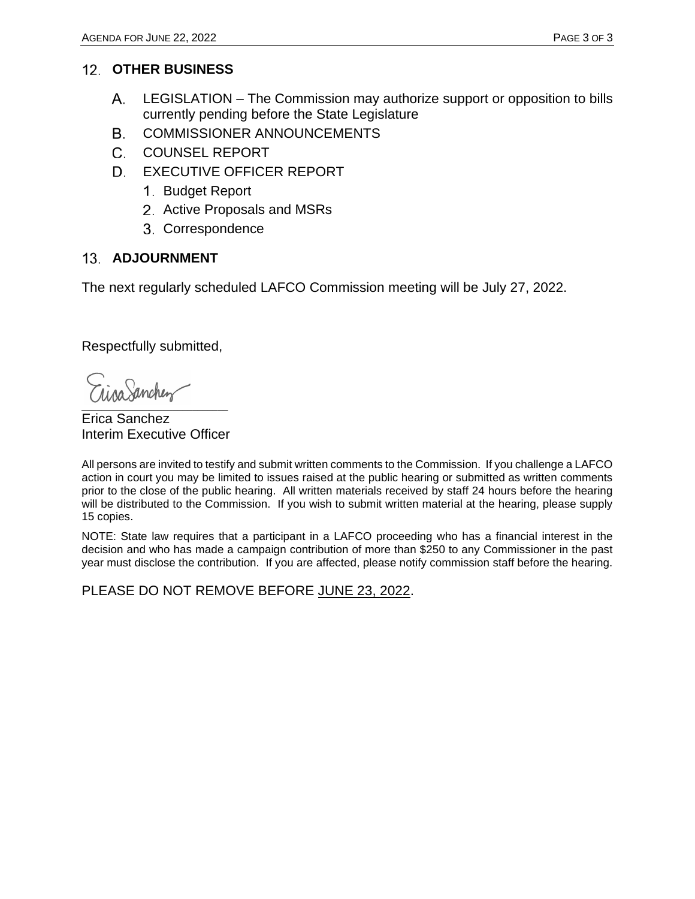## 12. OTHER BUSINESS

A. LEGISLATION – The Commission may authorize support or opposition to bills currently pending before the State Legislature

B. COMMISSIONER ANNOUNCEMENTS

C. COUNSEL REPORT

D. EXECUTIVE OFFICER REPORT

1. Budget Report
2. Active Proposals and MSRs
3. Correspondence

## 13. ADJOURNMENT

The next regularly scheduled LAFCO Commission meeting will be July 27, 2022.

Respectfully submitted,

Erica Sanchez
Interim Executive Officer

All persons are invited to testify and submit written comments to the Commission. If you challenge a LAFCO action in court you may be limited to issues raised at the public hearing or submitted as written comments prior to the close of the public hearing. All written materials received by staff 24 hours before the hearing will be distributed to the Commission. If you wish to submit written material at the hearing, please supply 15 copies.

NOTE: State law requires that a participant in a LAFCO proceeding who has a financial interest in the decision and who has made a campaign contribution of more than $250 to any Commissioner in the past year must disclose the contribution. If you are affected, please notify commission staff before the hearing.

PLEASE DO NOT REMOVE BEFORE JUNE 23, 2022.